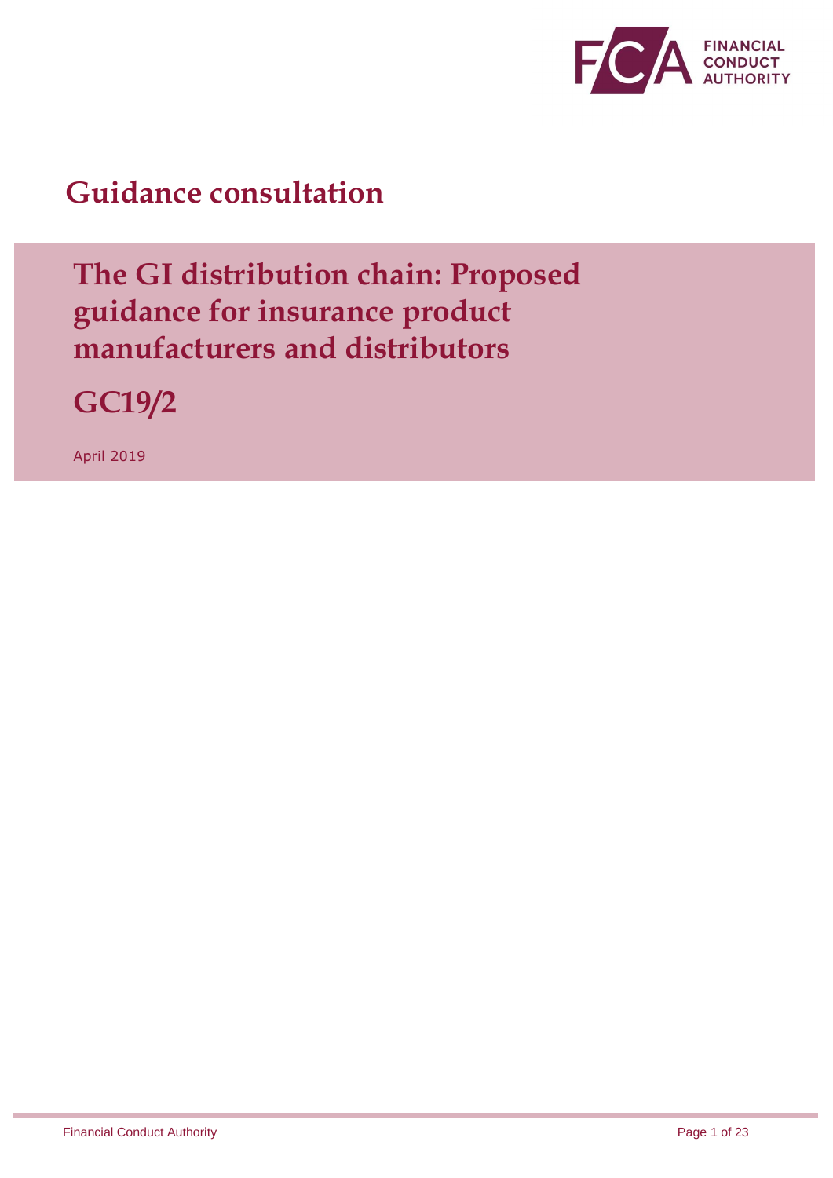FINANCIAL CONDUCT AUTHORITY

# Guidance consultation

## The GI distribution chain: Proposed guidance for insurance product manufacturers and distributors

## GC19/2

April 2019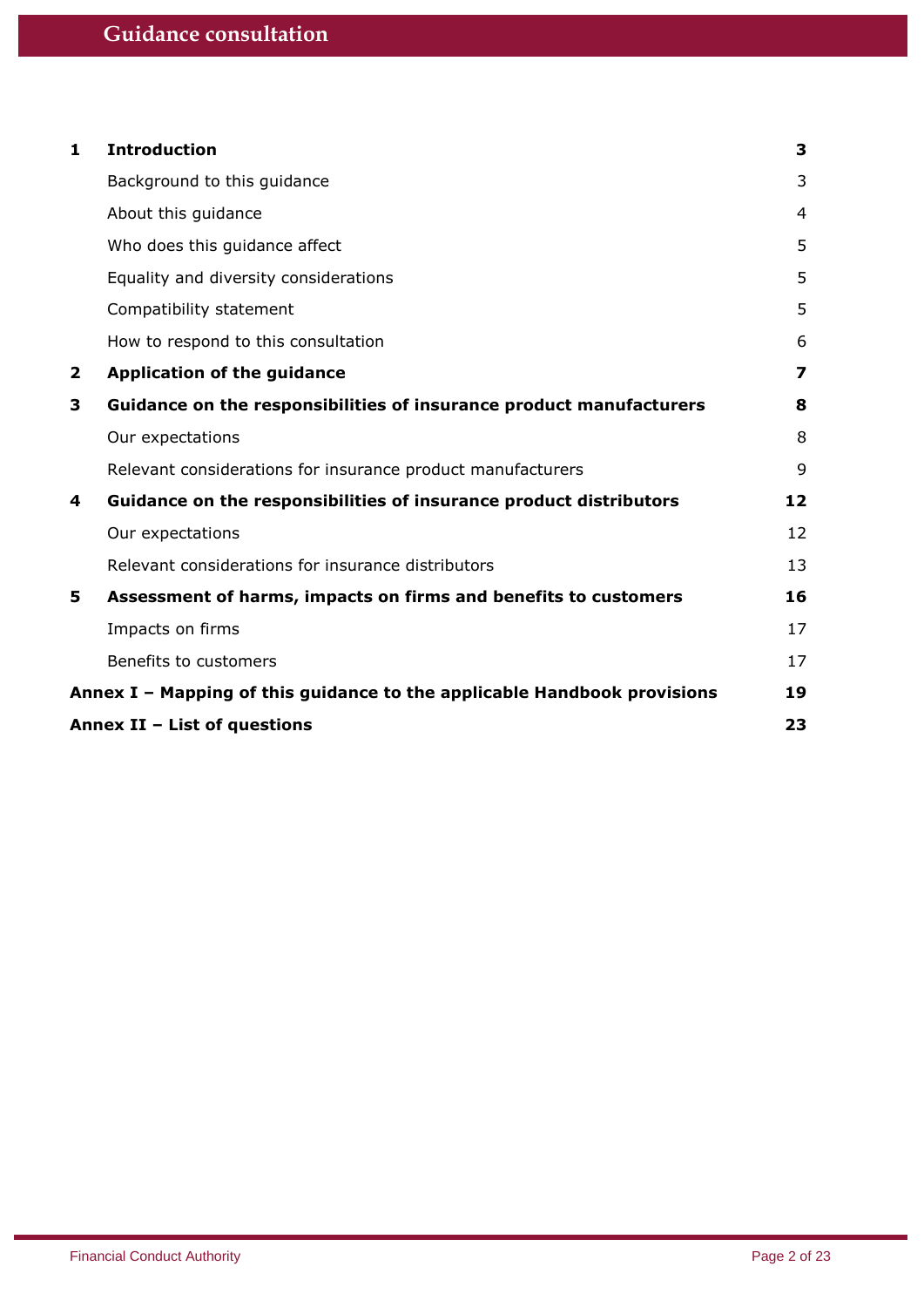| | | |
|---|---|---|
| **1** | **Introduction** | **3** |
| | Background to this guidance | 3 |
| | About this guidance | 4 |
| | Who does this guidance affect | 5 |
| | Equality and diversity considerations | 5 |
| | Compatibility statement | 5 |
| | How to respond to this consultation | 6 |
| **2** | **Application of the guidance** | **7** |
| **3** | **Guidance on the responsibilities of insurance product manufacturers** | **8** |
| | Our expectations | 8 |
| | Relevant considerations for insurance product manufacturers | 9 |
| **4** | **Guidance on the responsibilities of insurance product distributors** | **12** |
| | Our expectations | 12 |
| | Relevant considerations for insurance distributors | 13 |
| **5** | **Assessment of harms, impacts on firms and benefits to customers** | **16** |
| | Impacts on firms | 17 |
| | Benefits to customers | 17 |
| **Annex I – Mapping of this guidance to the applicable Handbook provisions** | | **19** |
| **Annex II – List of questions** | | **23** |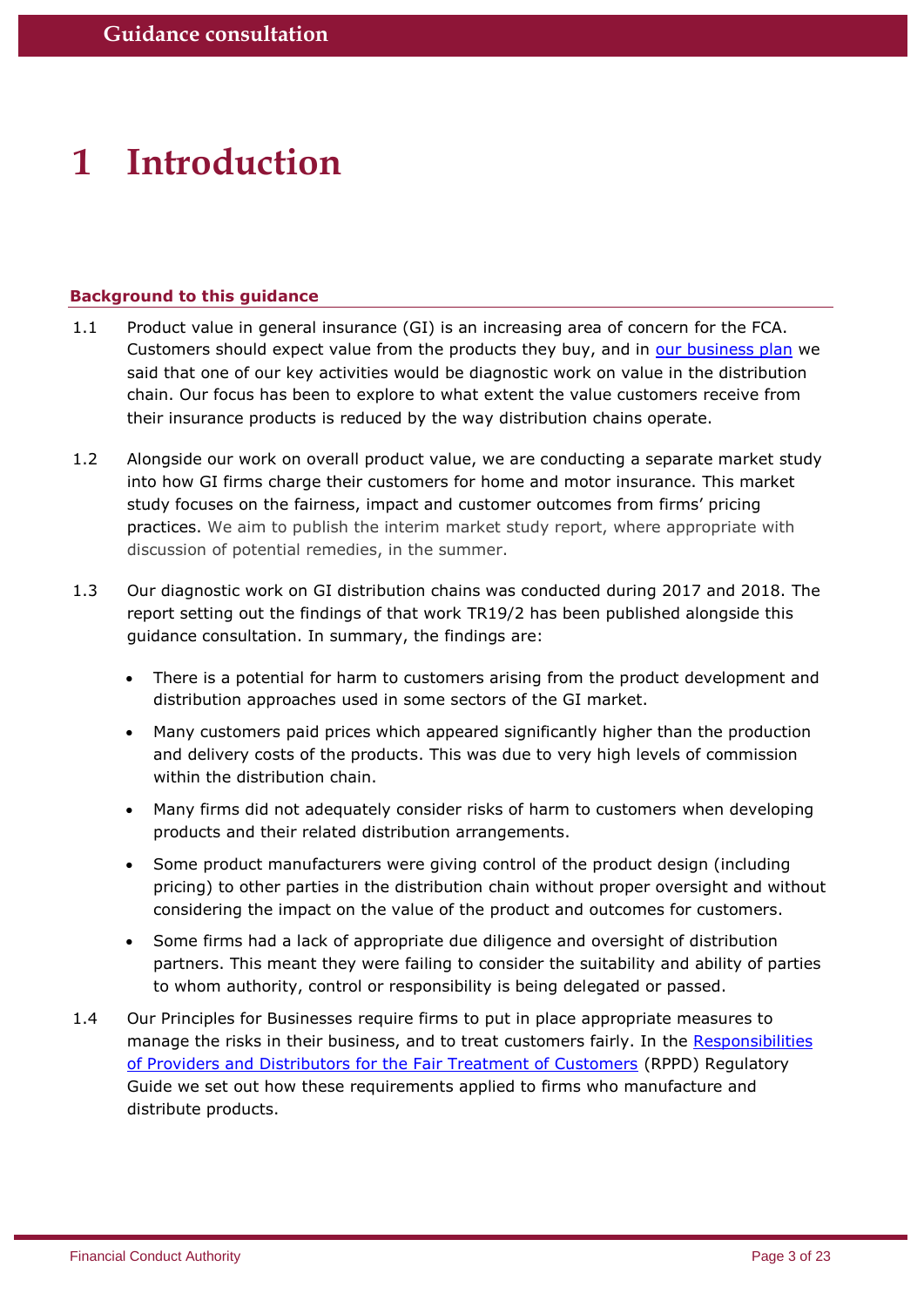# 1 Introduction

### Background to this guidance

1.1 Product value in general insurance (GI) is an increasing area of concern for the FCA. Customers should expect value from the products they buy, and in our business plan we said that one of our key activities would be diagnostic work on value in the distribution chain. Our focus has been to explore to what extent the value customers receive from their insurance products is reduced by the way distribution chains operate.

1.2 Alongside our work on overall product value, we are conducting a separate market study into how GI firms charge their customers for home and motor insurance. This market study focuses on the fairness, impact and customer outcomes from firms' pricing practices. We aim to publish the interim market study report, where appropriate with discussion of potential remedies, in the summer.

1.3 Our diagnostic work on GI distribution chains was conducted during 2017 and 2018. The report setting out the findings of that work TR19/2 has been published alongside this guidance consultation. In summary, the findings are:

- There is a potential for harm to customers arising from the product development and distribution approaches used in some sectors of the GI market.
- Many customers paid prices which appeared significantly higher than the production and delivery costs of the products. This was due to very high levels of commission within the distribution chain.
- Many firms did not adequately consider risks of harm to customers when developing products and their related distribution arrangements.
- Some product manufacturers were giving control of the product design (including pricing) to other parties in the distribution chain without proper oversight and without considering the impact on the value of the product and outcomes for customers.
- Some firms had a lack of appropriate due diligence and oversight of distribution partners. This meant they were failing to consider the suitability and ability of parties to whom authority, control or responsibility is being delegated or passed.

1.4 Our Principles for Businesses require firms to put in place appropriate measures to manage the risks in their business, and to treat customers fairly. In the Responsibilities of Providers and Distributors for the Fair Treatment of Customers (RPPD) Regulatory Guide we set out how these requirements applied to firms who manufacture and distribute products.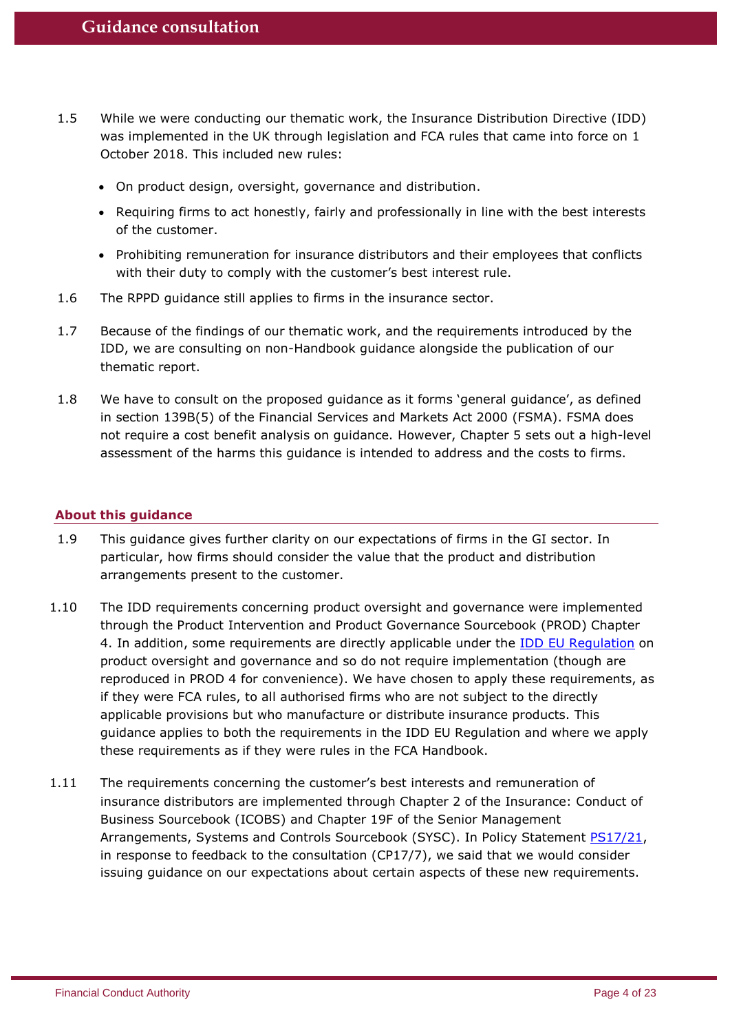1.5 While we were conducting our thematic work, the Insurance Distribution Directive (IDD) was implemented in the UK through legislation and FCA rules that came into force on 1 October 2018. This included new rules:

- On product design, oversight, governance and distribution.
- Requiring firms to act honestly, fairly and professionally in line with the best interests of the customer.
- Prohibiting remuneration for insurance distributors and their employees that conflicts with their duty to comply with the customer's best interest rule.

1.6 The RPPD guidance still applies to firms in the insurance sector.

1.7 Because of the findings of our thematic work, and the requirements introduced by the IDD, we are consulting on non-Handbook guidance alongside the publication of our thematic report.

1.8 We have to consult on the proposed guidance as it forms 'general guidance', as defined in section 139B(5) of the Financial Services and Markets Act 2000 (FSMA). FSMA does not require a cost benefit analysis on guidance. However, Chapter 5 sets out a high-level assessment of the harms this guidance is intended to address and the costs to firms.

## About this guidance

1.9 This guidance gives further clarity on our expectations of firms in the GI sector. In particular, how firms should consider the value that the product and distribution arrangements present to the customer.

1.10 The IDD requirements concerning product oversight and governance were implemented through the Product Intervention and Product Governance Sourcebook (PROD) Chapter 4. In addition, some requirements are directly applicable under the IDD EU Regulation on product oversight and governance and so do not require implementation (though are reproduced in PROD 4 for convenience). We have chosen to apply these requirements, as if they were FCA rules, to all authorised firms who are not subject to the directly applicable provisions but who manufacture or distribute insurance products. This guidance applies to both the requirements in the IDD EU Regulation and where we apply these requirements as if they were rules in the FCA Handbook.

1.11 The requirements concerning the customer's best interests and remuneration of insurance distributors are implemented through Chapter 2 of the Insurance: Conduct of Business Sourcebook (ICOBS) and Chapter 19F of the Senior Management Arrangements, Systems and Controls Sourcebook (SYSC). In Policy Statement PS17/21, in response to feedback to the consultation (CP17/7), we said that we would consider issuing guidance on our expectations about certain aspects of these new requirements.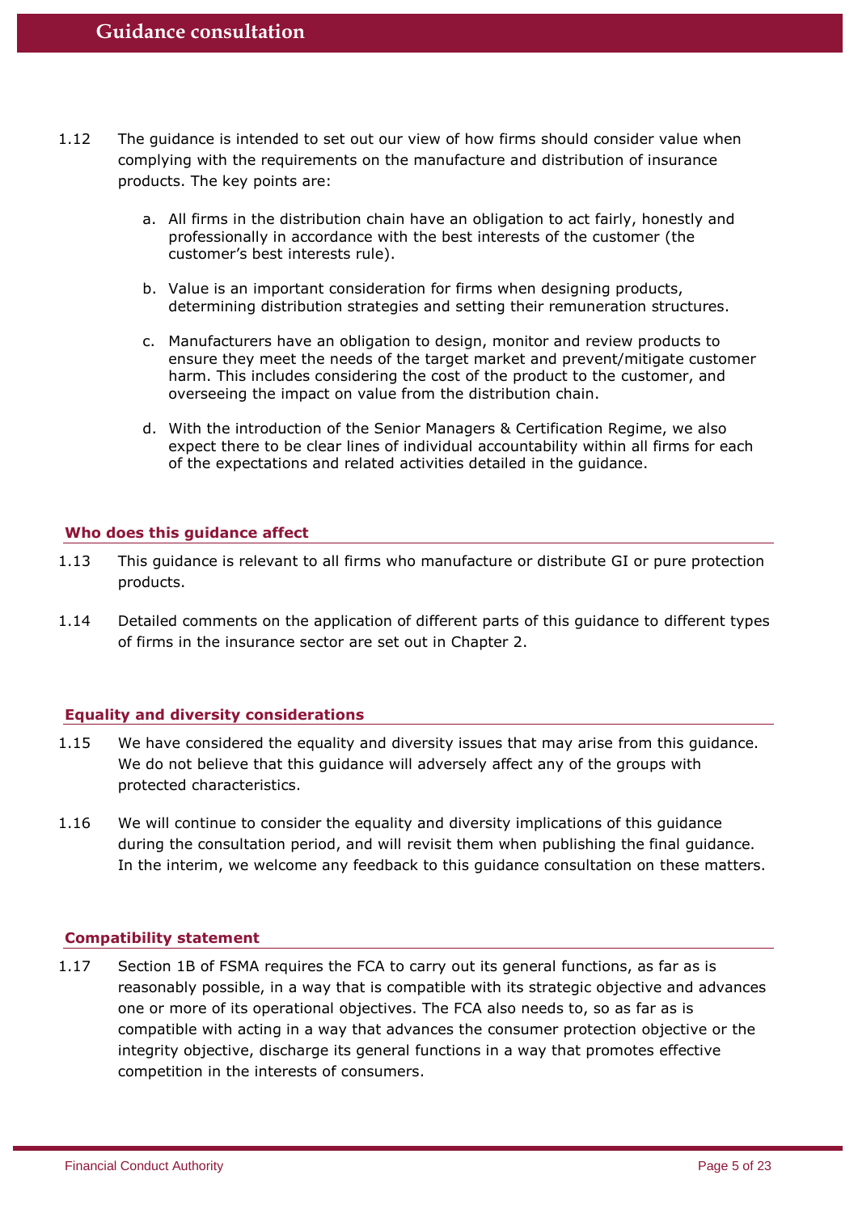1.12 The guidance is intended to set out our view of how firms should consider value when complying with the requirements on the manufacture and distribution of insurance products. The key points are:

a. All firms in the distribution chain have an obligation to act fairly, honestly and professionally in accordance with the best interests of the customer (the customer's best interests rule).

b. Value is an important consideration for firms when designing products, determining distribution strategies and setting their remuneration structures.

c. Manufacturers have an obligation to design, monitor and review products to ensure they meet the needs of the target market and prevent/mitigate customer harm. This includes considering the cost of the product to the customer, and overseeing the impact on value from the distribution chain.

d. With the introduction of the Senior Managers & Certification Regime, we also expect there to be clear lines of individual accountability within all firms for each of the expectations and related activities detailed in the guidance.

## Who does this guidance affect

1.13 This guidance is relevant to all firms who manufacture or distribute GI or pure protection products.

1.14 Detailed comments on the application of different parts of this guidance to different types of firms in the insurance sector are set out in Chapter 2.

## Equality and diversity considerations

1.15 We have considered the equality and diversity issues that may arise from this guidance. We do not believe that this guidance will adversely affect any of the groups with protected characteristics.

1.16 We will continue to consider the equality and diversity implications of this guidance during the consultation period, and will revisit them when publishing the final guidance. In the interim, we welcome any feedback to this guidance consultation on these matters.

## Compatibility statement

1.17 Section 1B of FSMA requires the FCA to carry out its general functions, as far as is reasonably possible, in a way that is compatible with its strategic objective and advances one or more of its operational objectives. The FCA also needs to, so as far as is compatible with acting in a way that advances the consumer protection objective or the integrity objective, discharge its general functions in a way that promotes effective competition in the interests of consumers.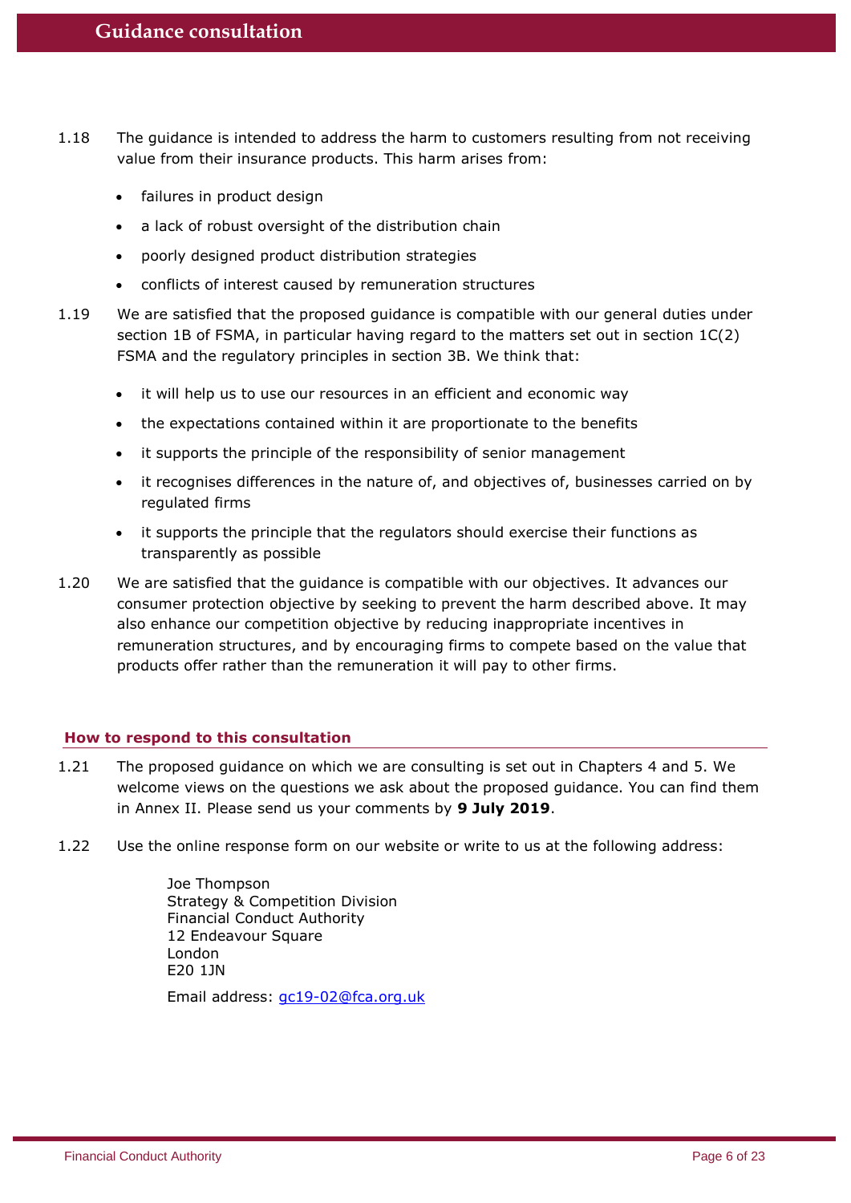1.18 The guidance is intended to address the harm to customers resulting from not receiving value from their insurance products. This harm arises from:

- failures in product design
- a lack of robust oversight of the distribution chain
- poorly designed product distribution strategies
- conflicts of interest caused by remuneration structures

1.19 We are satisfied that the proposed guidance is compatible with our general duties under section 1B of FSMA, in particular having regard to the matters set out in section 1C(2) FSMA and the regulatory principles in section 3B. We think that:

- it will help us to use our resources in an efficient and economic way
- the expectations contained within it are proportionate to the benefits
- it supports the principle of the responsibility of senior management
- it recognises differences in the nature of, and objectives of, businesses carried on by regulated firms
- it supports the principle that the regulators should exercise their functions as transparently as possible

1.20 We are satisfied that the guidance is compatible with our objectives. It advances our consumer protection objective by seeking to prevent the harm described above. It may also enhance our competition objective by reducing inappropriate incentives in remuneration structures, and by encouraging firms to compete based on the value that products offer rather than the remuneration it will pay to other firms.

## How to respond to this consultation

1.21 The proposed guidance on which we are consulting is set out in Chapters 4 and 5. We welcome views on the questions we ask about the proposed guidance. You can find them in Annex II. Please send us your comments by **9 July 2019**.

1.22 Use the online response form on our website or write to us at the following address:

Joe Thompson
Strategy & Competition Division
Financial Conduct Authority
12 Endeavour Square
London
E20 1JN

Email address: gc19-02@fca.org.uk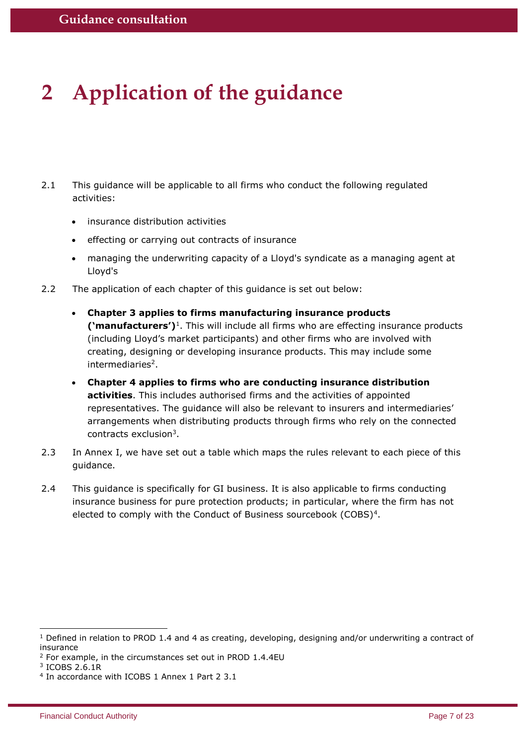# 2 Application of the guidance

2.1 This guidance will be applicable to all firms who conduct the following regulated activities:

- insurance distribution activities
- effecting or carrying out contracts of insurance
- managing the underwriting capacity of a Lloyd's syndicate as a managing agent at Lloyd's

2.2 The application of each chapter of this guidance is set out below:

- **Chapter 3 applies to firms manufacturing insurance products ('manufacturers')**[1]. This will include all firms who are effecting insurance products (including Lloyd's market participants) and other firms who are involved with creating, designing or developing insurance products. This may include some intermediaries[2].
- **Chapter 4 applies to firms who are conducting insurance distribution activities**. This includes authorised firms and the activities of appointed representatives. The guidance will also be relevant to insurers and intermediaries' arrangements when distributing products through firms who rely on the connected contracts exclusion[3].

2.3 In Annex I, we have set out a table which maps the rules relevant to each piece of this guidance.

2.4 This guidance is specifically for GI business. It is also applicable to firms conducting insurance business for pure protection products; in particular, where the firm has not elected to comply with the Conduct of Business sourcebook (COBS)[4].

---

[1] Defined in relation to PROD 1.4 and 4 as creating, developing, designing and/or underwriting a contract of insurance

[2] For example, in the circumstances set out in PROD 1.4.4EU

[3] ICOBS 2.6.1R

[4] In accordance with ICOBS 1 Annex 1 Part 2 3.1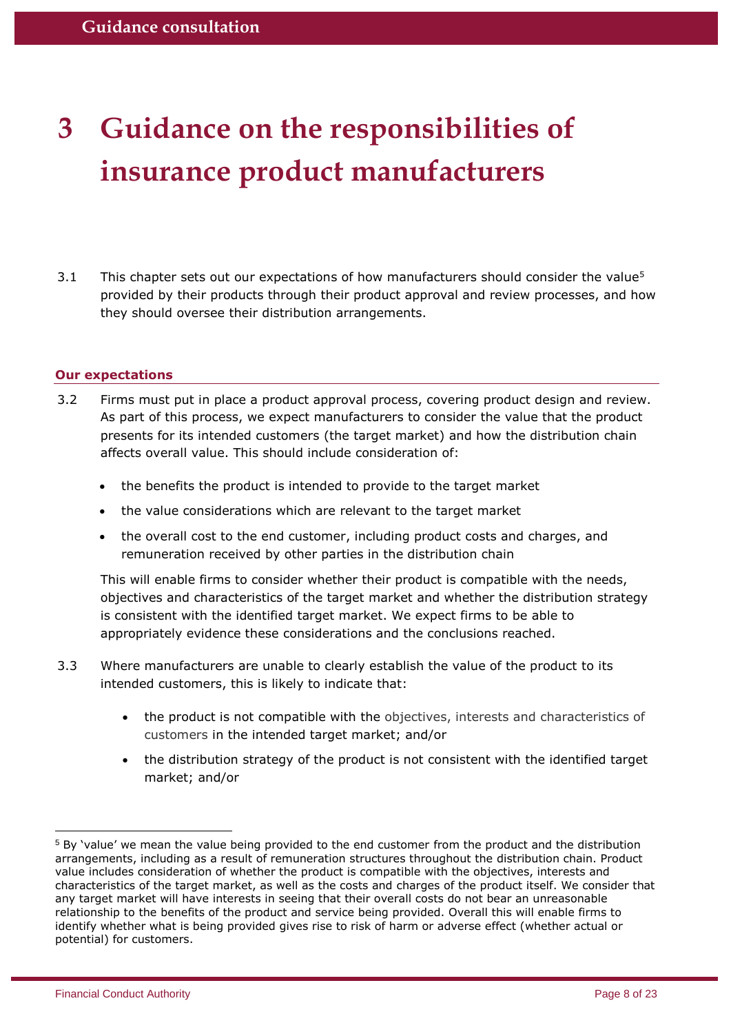# 3 Guidance on the responsibilities of insurance product manufacturers

3.1 This chapter sets out our expectations of how manufacturers should consider the value[5] provided by their products through their product approval and review processes, and how they should oversee their distribution arrangements.

### Our expectations

3.2 Firms must put in place a product approval process, covering product design and review. As part of this process, we expect manufacturers to consider the value that the product presents for its intended customers (the target market) and how the distribution chain affects overall value. This should include consideration of:

- the benefits the product is intended to provide to the target market
- the value considerations which are relevant to the target market
- the overall cost to the end customer, including product costs and charges, and remuneration received by other parties in the distribution chain

This will enable firms to consider whether their product is compatible with the needs, objectives and characteristics of the target market and whether the distribution strategy is consistent with the identified target market. We expect firms to be able to appropriately evidence these considerations and the conclusions reached.

3.3 Where manufacturers are unable to clearly establish the value of the product to its intended customers, this is likely to indicate that:

- the product is not compatible with the objectives, interests and characteristics of customers in the intended target market; and/or
- the distribution strategy of the product is not consistent with the identified target market; and/or

[5] By 'value' we mean the value being provided to the end customer from the product and the distribution arrangements, including as a result of remuneration structures throughout the distribution chain. Product value includes consideration of whether the product is compatible with the objectives, interests and characteristics of the target market, as well as the costs and charges of the product itself. We consider that any target market will have interests in seeing that their overall costs do not bear an unreasonable relationship to the benefits of the product and service being provided. Overall this will enable firms to identify whether what is being provided gives rise to risk of harm or adverse effect (whether actual or potential) for customers.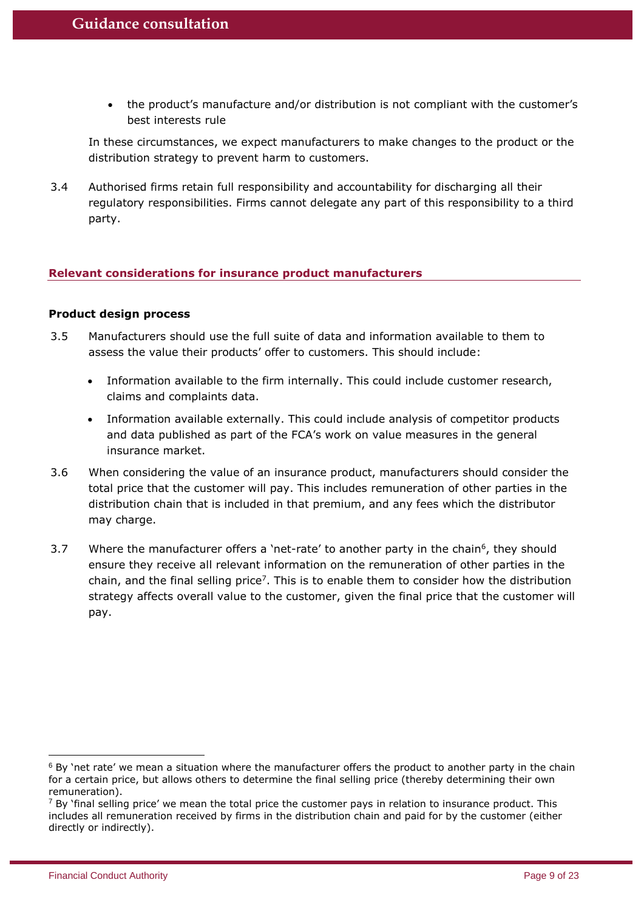- the product's manufacture and/or distribution is not compliant with the customer's best interests rule

In these circumstances, we expect manufacturers to make changes to the product or the distribution strategy to prevent harm to customers.

3.4 Authorised firms retain full responsibility and accountability for discharging all their regulatory responsibilities. Firms cannot delegate any part of this responsibility to a third party.

## Relevant considerations for insurance product manufacturers

### Product design process

3.5 Manufacturers should use the full suite of data and information available to them to assess the value their products' offer to customers. This should include:

- Information available to the firm internally. This could include customer research, claims and complaints data.
- Information available externally. This could include analysis of competitor products and data published as part of the FCA's work on value measures in the general insurance market.

3.6 When considering the value of an insurance product, manufacturers should consider the total price that the customer will pay. This includes remuneration of other parties in the distribution chain that is included in that premium, and any fees which the distributor may charge.

3.7 Where the manufacturer offers a 'net-rate' to another party in the chain[6], they should ensure they receive all relevant information on the remuneration of other parties in the chain, and the final selling price[7]. This is to enable them to consider how the distribution strategy affects overall value to the customer, given the final price that the customer will pay.

[6] By 'net rate' we mean a situation where the manufacturer offers the product to another party in the chain for a certain price, but allows others to determine the final selling price (thereby determining their own remuneration).

[7] By 'final selling price' we mean the total price the customer pays in relation to insurance product. This includes all remuneration received by firms in the distribution chain and paid for by the customer (either directly or indirectly).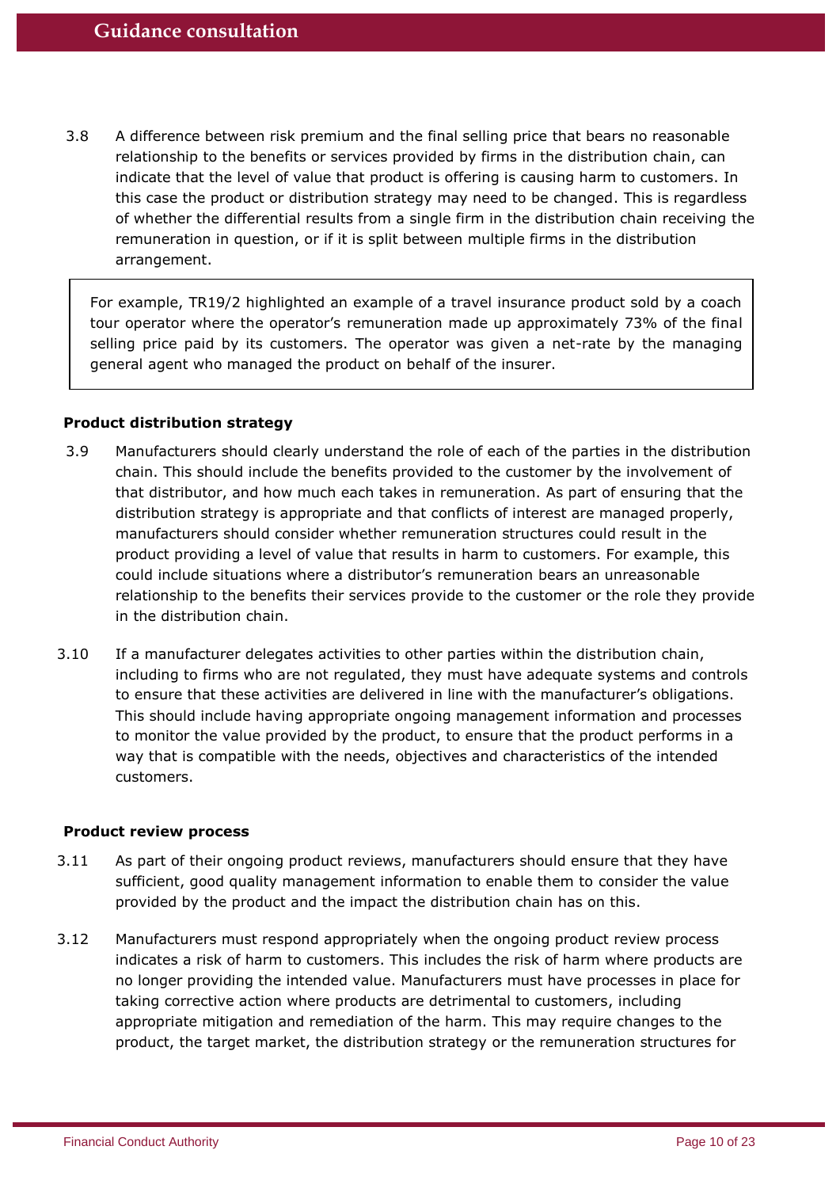3.8 A difference between risk premium and the final selling price that bears no reasonable relationship to the benefits or services provided by firms in the distribution chain, can indicate that the level of value that product is offering is causing harm to customers. In this case the product or distribution strategy may need to be changed. This is regardless of whether the differential results from a single firm in the distribution chain receiving the remuneration in question, or if it is split between multiple firms in the distribution arrangement.

> For example, TR19/2 highlighted an example of a travel insurance product sold by a coach tour operator where the operator's remuneration made up approximately 73% of the final selling price paid by its customers. The operator was given a net-rate by the managing general agent who managed the product on behalf of the insurer.

**Product distribution strategy**

3.9 Manufacturers should clearly understand the role of each of the parties in the distribution chain. This should include the benefits provided to the customer by the involvement of that distributor, and how much each takes in remuneration. As part of ensuring that the distribution strategy is appropriate and that conflicts of interest are managed properly, manufacturers should consider whether remuneration structures could result in the product providing a level of value that results in harm to customers. For example, this could include situations where a distributor's remuneration bears an unreasonable relationship to the benefits their services provide to the customer or the role they provide in the distribution chain.

3.10 If a manufacturer delegates activities to other parties within the distribution chain, including to firms who are not regulated, they must have adequate systems and controls to ensure that these activities are delivered in line with the manufacturer's obligations. This should include having appropriate ongoing management information and processes to monitor the value provided by the product, to ensure that the product performs in a way that is compatible with the needs, objectives and characteristics of the intended customers.

**Product review process**

3.11 As part of their ongoing product reviews, manufacturers should ensure that they have sufficient, good quality management information to enable them to consider the value provided by the product and the impact the distribution chain has on this.

3.12 Manufacturers must respond appropriately when the ongoing product review process indicates a risk of harm to customers. This includes the risk of harm where products are no longer providing the intended value. Manufacturers must have processes in place for taking corrective action where products are detrimental to customers, including appropriate mitigation and remediation of the harm. This may require changes to the product, the target market, the distribution strategy or the remuneration structures for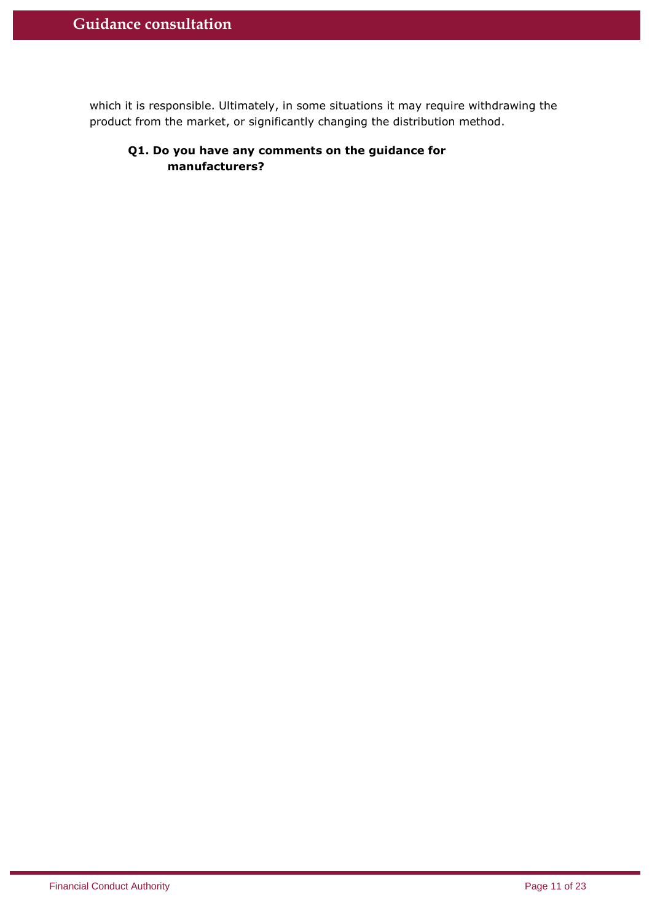which it is responsible. Ultimately, in some situations it may require withdrawing the product from the market, or significantly changing the distribution method.

> **Q1. Do you have any comments on the guidance for manufacturers?**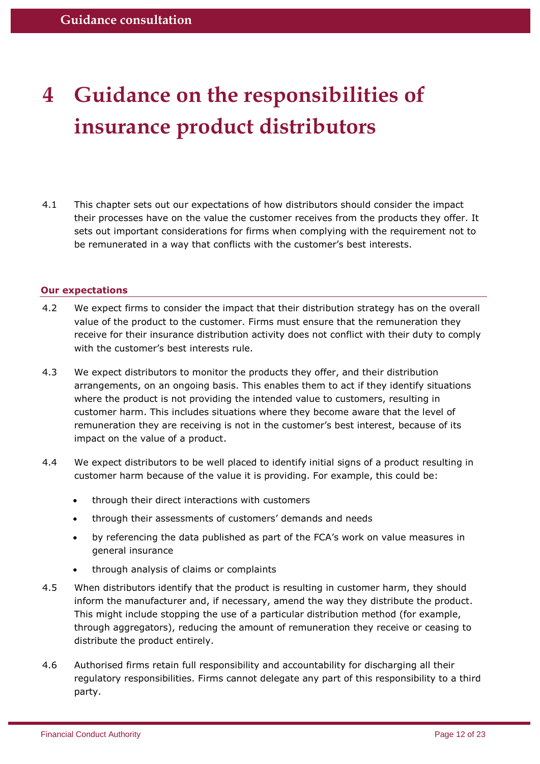# 4 Guidance on the responsibilities of insurance product distributors

4.1 This chapter sets out our expectations of how distributors should consider the impact their processes have on the value the customer receives from the products they offer. It sets out important considerations for firms when complying with the requirement not to be remunerated in a way that conflicts with the customer's best interests.

## Our expectations

4.2 We expect firms to consider the impact that their distribution strategy has on the overall value of the product to the customer. Firms must ensure that the remuneration they receive for their insurance distribution activity does not conflict with their duty to comply with the customer's best interests rule.

4.3 We expect distributors to monitor the products they offer, and their distribution arrangements, on an ongoing basis. This enables them to act if they identify situations where the product is not providing the intended value to customers, resulting in customer harm. This includes situations where they become aware that the level of remuneration they are receiving is not in the customer's best interest, because of its impact on the value of a product.

4.4 We expect distributors to be well placed to identify initial signs of a product resulting in customer harm because of the value it is providing. For example, this could be:

- through their direct interactions with customers
- through their assessments of customers' demands and needs
- by referencing the data published as part of the FCA's work on value measures in general insurance
- through analysis of claims or complaints

4.5 When distributors identify that the product is resulting in customer harm, they should inform the manufacturer and, if necessary, amend the way they distribute the product. This might include stopping the use of a particular distribution method (for example, through aggregators), reducing the amount of remuneration they receive or ceasing to distribute the product entirely.

4.6 Authorised firms retain full responsibility and accountability for discharging all their regulatory responsibilities. Firms cannot delegate any part of this responsibility to a third party.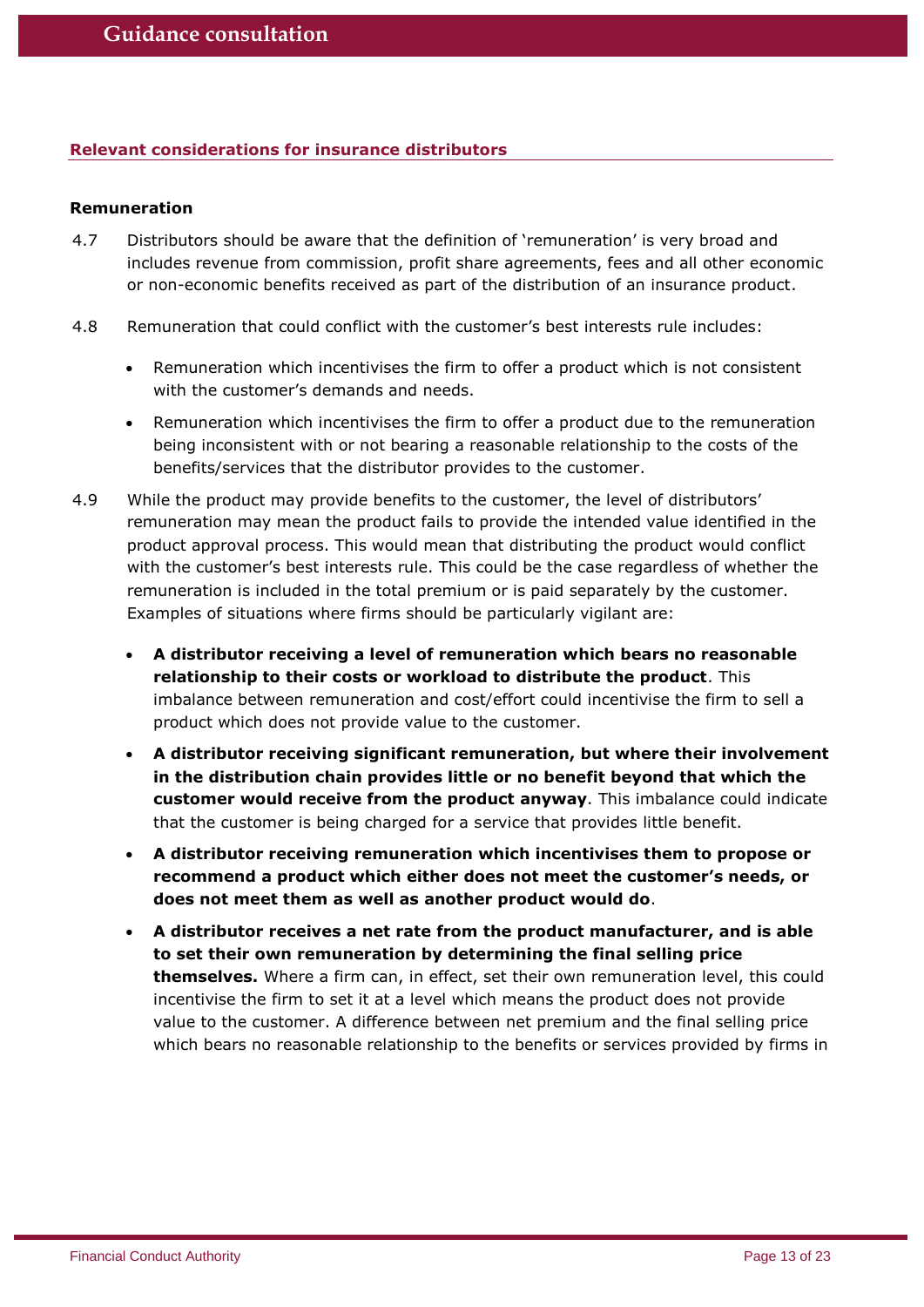### Relevant considerations for insurance distributors

#### Remuneration

4.7 Distributors should be aware that the definition of 'remuneration' is very broad and includes revenue from commission, profit share agreements, fees and all other economic or non-economic benefits received as part of the distribution of an insurance product.

4.8 Remuneration that could conflict with the customer's best interests rule includes:

- Remuneration which incentivises the firm to offer a product which is not consistent with the customer's demands and needs.
- Remuneration which incentivises the firm to offer a product due to the remuneration being inconsistent with or not bearing a reasonable relationship to the costs of the benefits/services that the distributor provides to the customer.

4.9 While the product may provide benefits to the customer, the level of distributors' remuneration may mean the product fails to provide the intended value identified in the product approval process. This would mean that distributing the product would conflict with the customer's best interests rule. This could be the case regardless of whether the remuneration is included in the total premium or is paid separately by the customer. Examples of situations where firms should be particularly vigilant are:

- **A distributor receiving a level of remuneration which bears no reasonable relationship to their costs or workload to distribute the product**. This imbalance between remuneration and cost/effort could incentivise the firm to sell a product which does not provide value to the customer.
- **A distributor receiving significant remuneration, but where their involvement in the distribution chain provides little or no benefit beyond that which the customer would receive from the product anyway**. This imbalance could indicate that the customer is being charged for a service that provides little benefit.
- **A distributor receiving remuneration which incentivises them to propose or recommend a product which either does not meet the customer's needs, or does not meet them as well as another product would do**.
- **A distributor receives a net rate from the product manufacturer, and is able to set their own remuneration by determining the final selling price themselves.** Where a firm can, in effect, set their own remuneration level, this could incentivise the firm to set it at a level which means the product does not provide value to the customer. A difference between net premium and the final selling price which bears no reasonable relationship to the benefits or services provided by firms in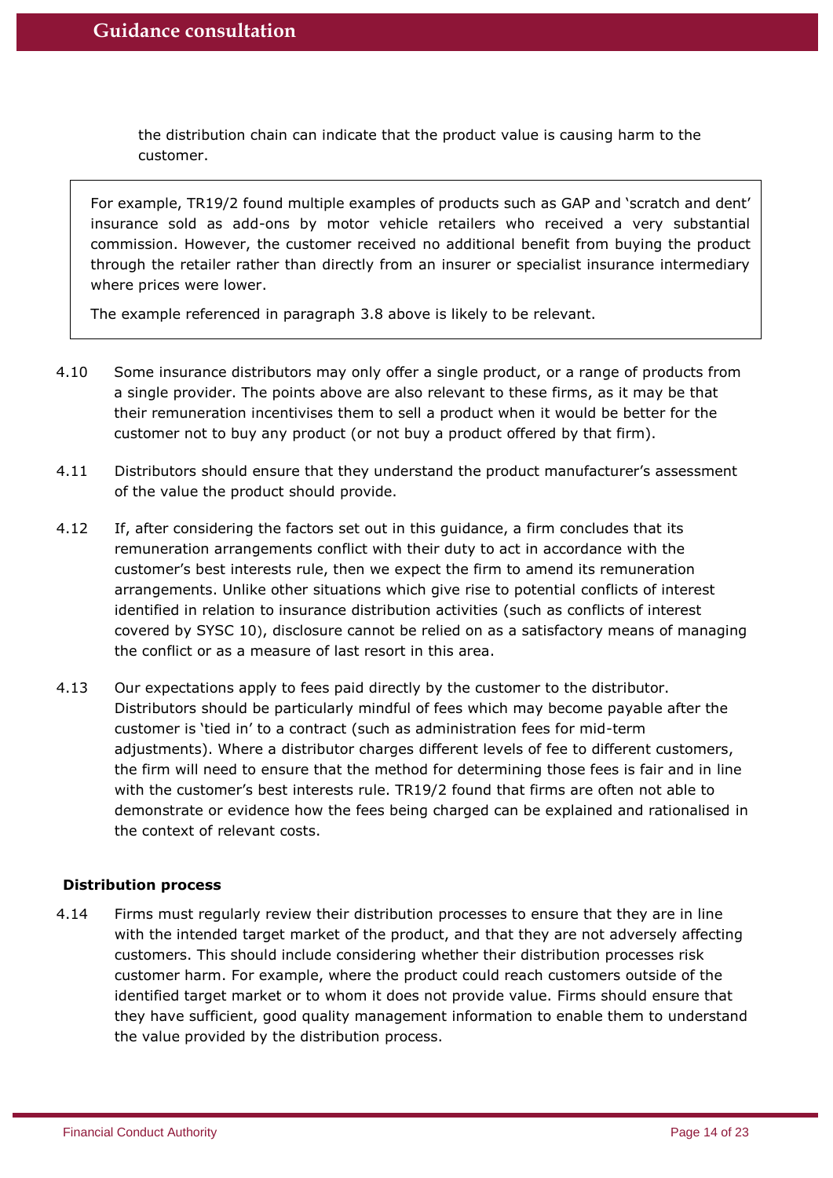the distribution chain can indicate that the product value is causing harm to the customer.

> For example, TR19/2 found multiple examples of products such as GAP and 'scratch and dent' insurance sold as add-ons by motor vehicle retailers who received a very substantial commission. However, the customer received no additional benefit from buying the product through the retailer rather than directly from an insurer or specialist insurance intermediary where prices were lower.
>
> The example referenced in paragraph 3.8 above is likely to be relevant.

4.10 Some insurance distributors may only offer a single product, or a range of products from a single provider. The points above are also relevant to these firms, as it may be that their remuneration incentivises them to sell a product when it would be better for the customer not to buy any product (or not buy a product offered by that firm).

4.11 Distributors should ensure that they understand the product manufacturer's assessment of the value the product should provide.

4.12 If, after considering the factors set out in this guidance, a firm concludes that its remuneration arrangements conflict with their duty to act in accordance with the customer's best interests rule, then we expect the firm to amend its remuneration arrangements. Unlike other situations which give rise to potential conflicts of interest identified in relation to insurance distribution activities (such as conflicts of interest covered by SYSC 10), disclosure cannot be relied on as a satisfactory means of managing the conflict or as a measure of last resort in this area.

4.13 Our expectations apply to fees paid directly by the customer to the distributor. Distributors should be particularly mindful of fees which may become payable after the customer is 'tied in' to a contract (such as administration fees for mid-term adjustments). Where a distributor charges different levels of fee to different customers, the firm will need to ensure that the method for determining those fees is fair and in line with the customer's best interests rule. TR19/2 found that firms are often not able to demonstrate or evidence how the fees being charged can be explained and rationalised in the context of relevant costs.

**Distribution process**

4.14 Firms must regularly review their distribution processes to ensure that they are in line with the intended target market of the product, and that they are not adversely affecting customers. This should include considering whether their distribution processes risk customer harm. For example, where the product could reach customers outside of the identified target market or to whom it does not provide value. Firms should ensure that they have sufficient, good quality management information to enable them to understand the value provided by the distribution process.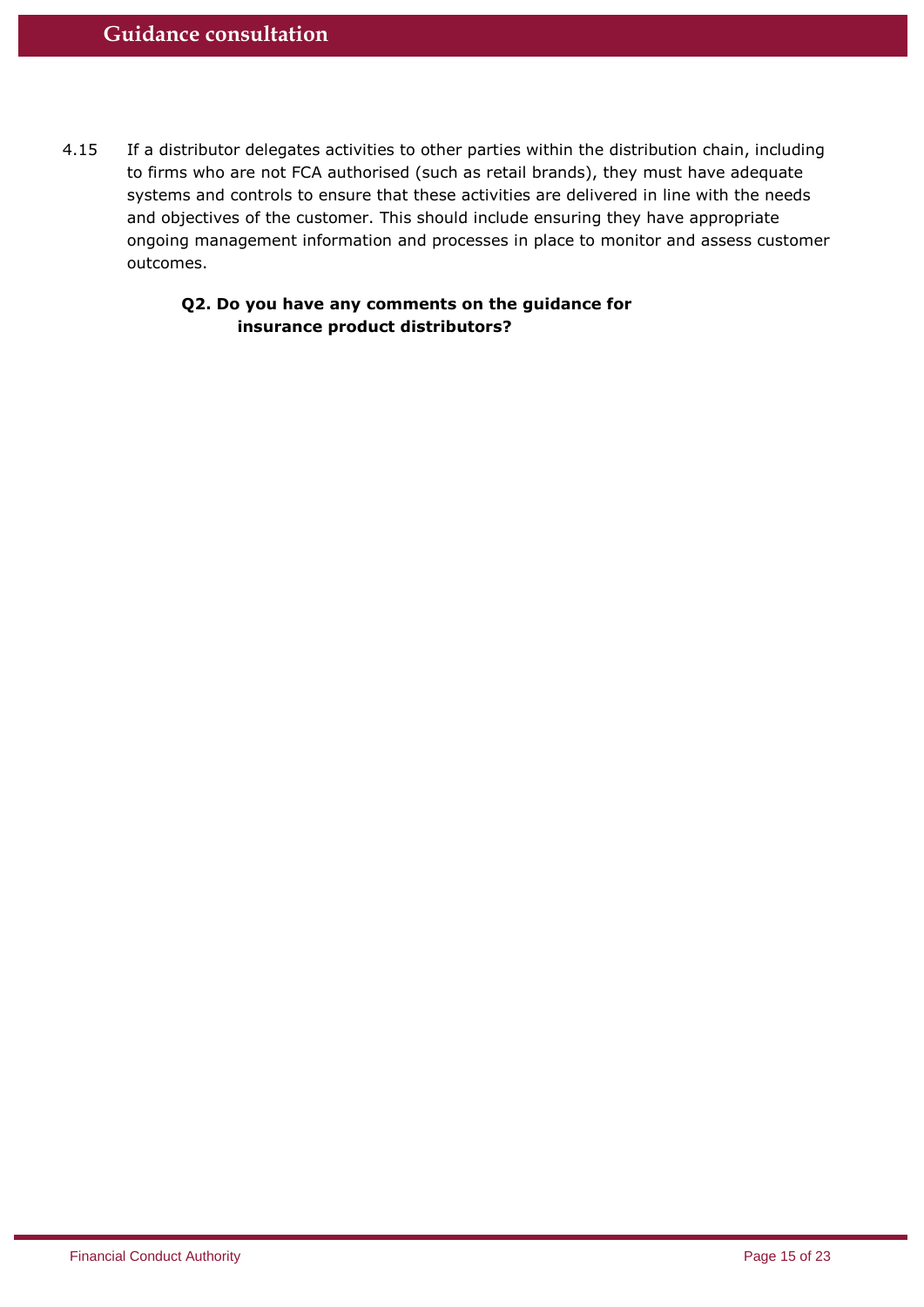4.15 If a distributor delegates activities to other parties within the distribution chain, including to firms who are not FCA authorised (such as retail brands), they must have adequate systems and controls to ensure that these activities are delivered in line with the needs and objectives of the customer. This should include ensuring they have appropriate ongoing management information and processes in place to monitor and assess customer outcomes.

**Q2. Do you have any comments on the guidance for insurance product distributors?**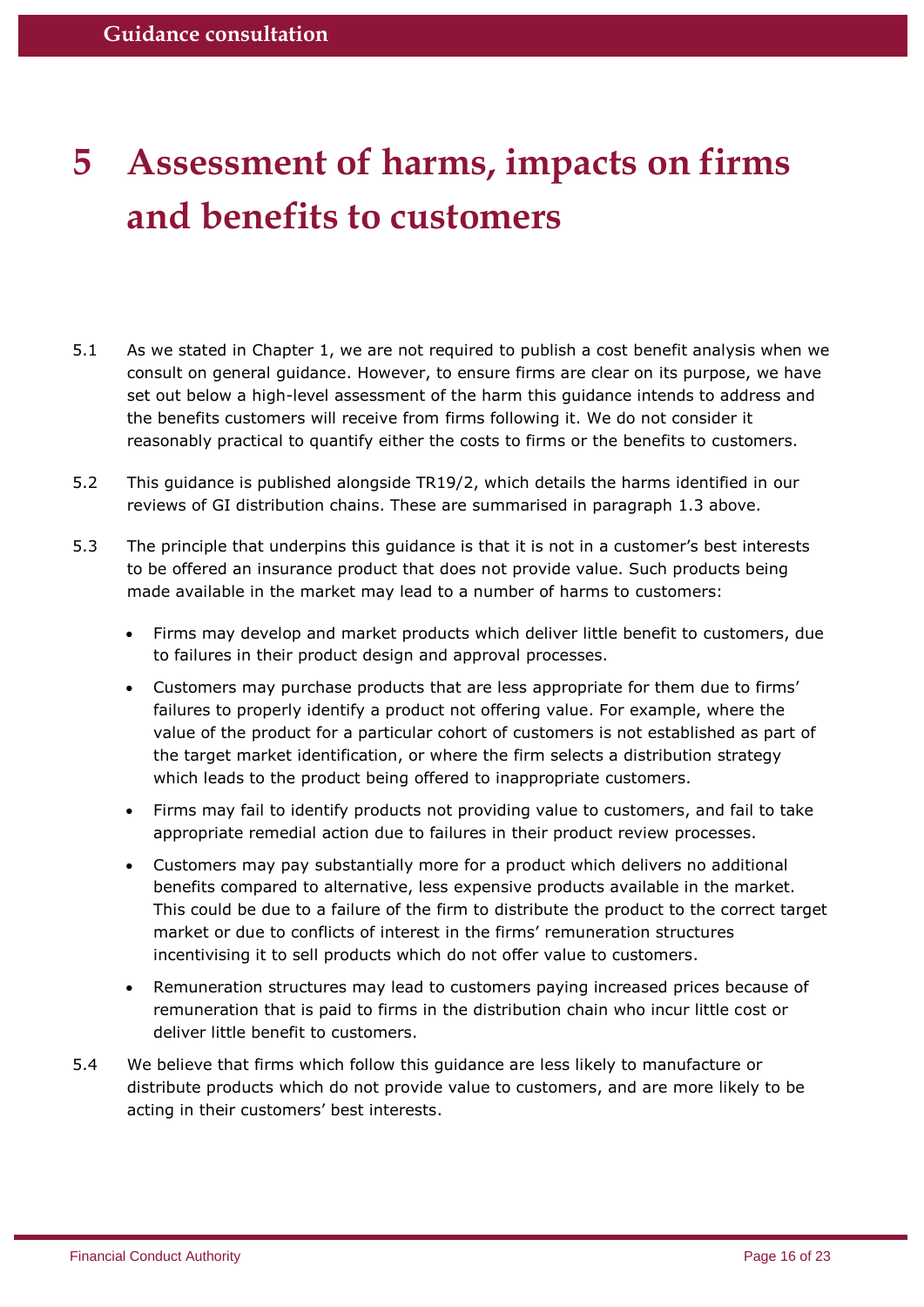# 5 Assessment of harms, impacts on firms and benefits to customers

5.1 As we stated in Chapter 1, we are not required to publish a cost benefit analysis when we consult on general guidance. However, to ensure firms are clear on its purpose, we have set out below a high-level assessment of the harm this guidance intends to address and the benefits customers will receive from firms following it. We do not consider it reasonably practical to quantify either the costs to firms or the benefits to customers.

5.2 This guidance is published alongside TR19/2, which details the harms identified in our reviews of GI distribution chains. These are summarised in paragraph 1.3 above.

5.3 The principle that underpins this guidance is that it is not in a customer's best interests to be offered an insurance product that does not provide value. Such products being made available in the market may lead to a number of harms to customers:

- Firms may develop and market products which deliver little benefit to customers, due to failures in their product design and approval processes.
- Customers may purchase products that are less appropriate for them due to firms' failures to properly identify a product not offering value. For example, where the value of the product for a particular cohort of customers is not established as part of the target market identification, or where the firm selects a distribution strategy which leads to the product being offered to inappropriate customers.
- Firms may fail to identify products not providing value to customers, and fail to take appropriate remedial action due to failures in their product review processes.
- Customers may pay substantially more for a product which delivers no additional benefits compared to alternative, less expensive products available in the market. This could be due to a failure of the firm to distribute the product to the correct target market or due to conflicts of interest in the firms' remuneration structures incentivising it to sell products which do not offer value to customers.
- Remuneration structures may lead to customers paying increased prices because of remuneration that is paid to firms in the distribution chain who incur little cost or deliver little benefit to customers.

5.4 We believe that firms which follow this guidance are less likely to manufacture or distribute products which do not provide value to customers, and are more likely to be acting in their customers' best interests.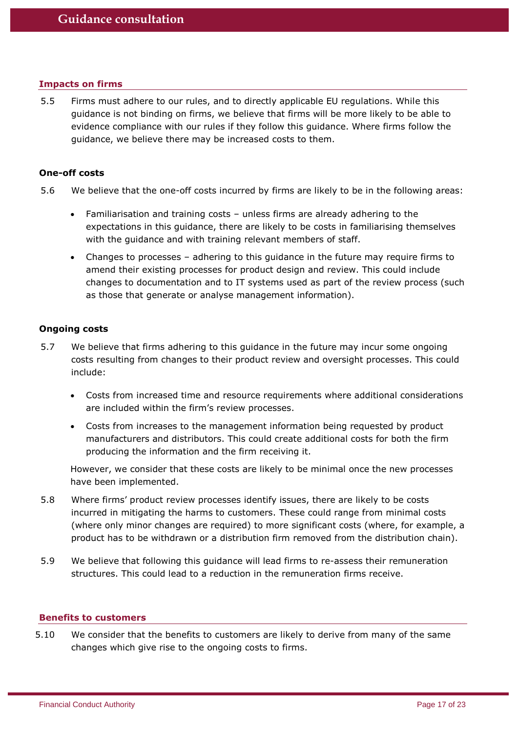### Impacts on firms

5.5 Firms must adhere to our rules, and to directly applicable EU regulations. While this guidance is not binding on firms, we believe that firms will be more likely to be able to evidence compliance with our rules if they follow this guidance. Where firms follow the guidance, we believe there may be increased costs to them.

**One-off costs**

5.6 We believe that the one-off costs incurred by firms are likely to be in the following areas:

- Familiarisation and training costs – unless firms are already adhering to the expectations in this guidance, there are likely to be costs in familiarising themselves with the guidance and with training relevant members of staff.
- Changes to processes – adhering to this guidance in the future may require firms to amend their existing processes for product design and review. This could include changes to documentation and to IT systems used as part of the review process (such as those that generate or analyse management information).

**Ongoing costs**

5.7 We believe that firms adhering to this guidance in the future may incur some ongoing costs resulting from changes to their product review and oversight processes. This could include:

- Costs from increased time and resource requirements where additional considerations are included within the firm's review processes.
- Costs from increases to the management information being requested by product manufacturers and distributors. This could create additional costs for both the firm producing the information and the firm receiving it.

However, we consider that these costs are likely to be minimal once the new processes have been implemented.

5.8 Where firms' product review processes identify issues, there are likely to be costs incurred in mitigating the harms to customers. These could range from minimal costs (where only minor changes are required) to more significant costs (where, for example, a product has to be withdrawn or a distribution firm removed from the distribution chain).

5.9 We believe that following this guidance will lead firms to re-assess their remuneration structures. This could lead to a reduction in the remuneration firms receive.

### Benefits to customers

5.10 We consider that the benefits to customers are likely to derive from many of the same changes which give rise to the ongoing costs to firms.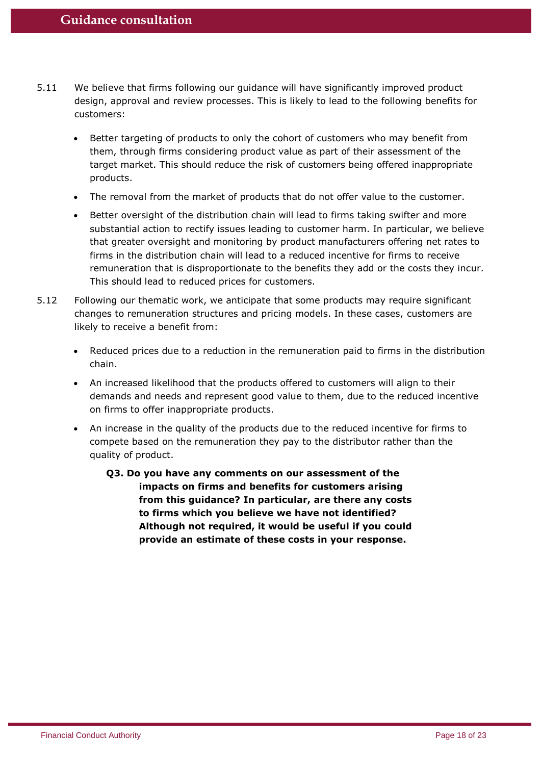5.11 We believe that firms following our guidance will have significantly improved product design, approval and review processes. This is likely to lead to the following benefits for customers:

- Better targeting of products to only the cohort of customers who may benefit from them, through firms considering product value as part of their assessment of the target market. This should reduce the risk of customers being offered inappropriate products.
- The removal from the market of products that do not offer value to the customer.
- Better oversight of the distribution chain will lead to firms taking swifter and more substantial action to rectify issues leading to customer harm. In particular, we believe that greater oversight and monitoring by product manufacturers offering net rates to firms in the distribution chain will lead to a reduced incentive for firms to receive remuneration that is disproportionate to the benefits they add or the costs they incur. This should lead to reduced prices for customers.

5.12 Following our thematic work, we anticipate that some products may require significant changes to remuneration structures and pricing models. In these cases, customers are likely to receive a benefit from:

- Reduced prices due to a reduction in the remuneration paid to firms in the distribution chain.
- An increased likelihood that the products offered to customers will align to their demands and needs and represent good value to them, due to the reduced incentive on firms to offer inappropriate products.
- An increase in the quality of the products due to the reduced incentive for firms to compete based on the remuneration they pay to the distributor rather than the quality of product.

**Q3. Do you have any comments on our assessment of the impacts on firms and benefits for customers arising from this guidance? In particular, are there any costs to firms which you believe we have not identified? Although not required, it would be useful if you could provide an estimate of these costs in your response.**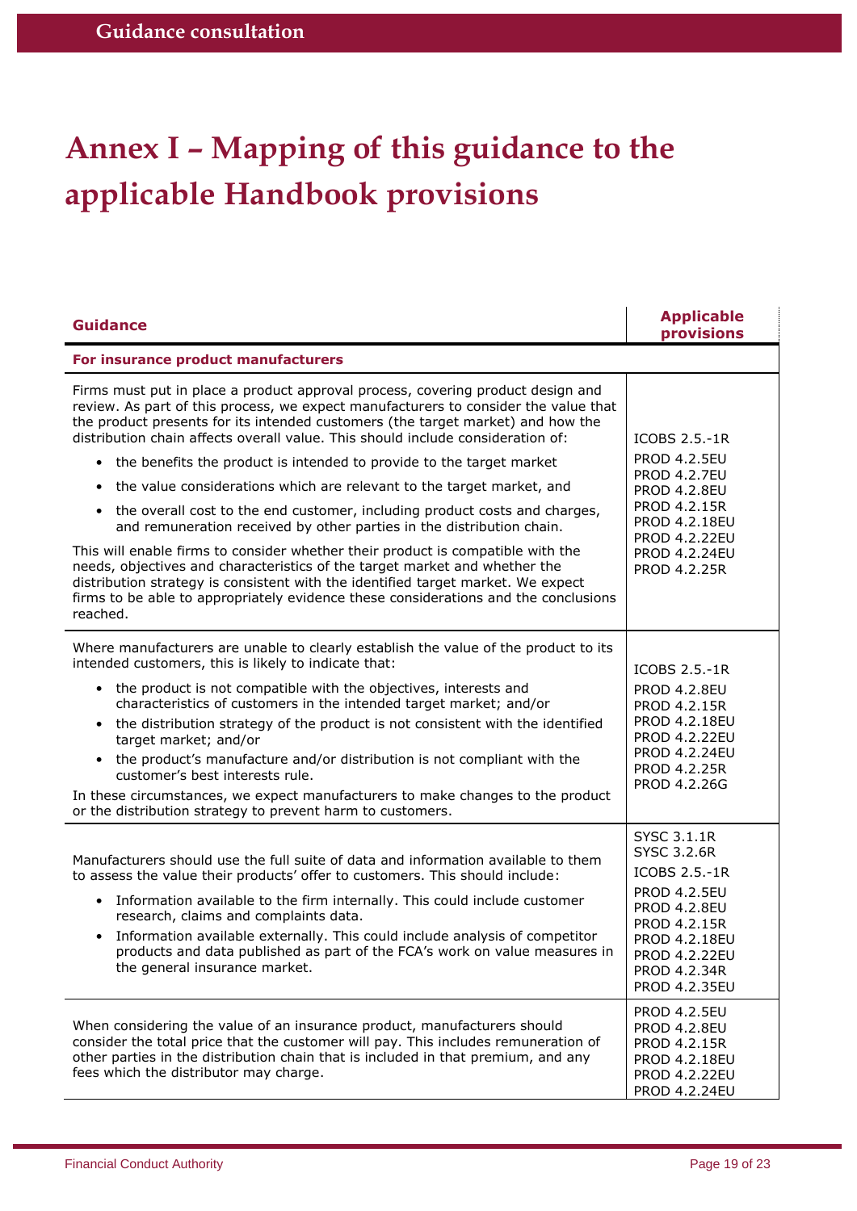# Annex I – Mapping of this guidance to the applicable Handbook provisions

| Guidance | Applicable provisions |
| --- | --- |
| **For insurance product manufacturers** | |
| Firms must put in place a product approval process, covering product design and review. As part of this process, we expect manufacturers to consider the value that the product presents for its intended customers (the target market) and how the distribution chain affects overall value. This should include consideration of:<br>• the benefits the product is intended to provide to the target market<br>• the value considerations which are relevant to the target market, and<br>• the overall cost to the end customer, including product costs and charges, and remuneration received by other parties in the distribution chain.<br>This will enable firms to consider whether their product is compatible with the needs, objectives and characteristics of the target market and whether the distribution strategy is consistent with the identified target market. We expect firms to be able to appropriately evidence these considerations and the conclusions reached. | ICOBS 2.5.-1R<br>PROD 4.2.5EU<br>PROD 4.2.7EU<br>PROD 4.2.8EU<br>PROD 4.2.15R<br>PROD 4.2.18EU<br>PROD 4.2.22EU<br>PROD 4.2.24EU<br>PROD 4.2.25R |
| Where manufacturers are unable to clearly establish the value of the product to its intended customers, this is likely to indicate that:<br>• the product is not compatible with the objectives, interests and characteristics of customers in the intended target market; and/or<br>• the distribution strategy of the product is not consistent with the identified target market; and/or<br>• the product's manufacture and/or distribution is not compliant with the customer's best interests rule.<br>In these circumstances, we expect manufacturers to make changes to the product or the distribution strategy to prevent harm to customers. | ICOBS 2.5.-1R<br>PROD 4.2.8EU<br>PROD 4.2.15R<br>PROD 4.2.18EU<br>PROD 4.2.22EU<br>PROD 4.2.24EU<br>PROD 4.2.25R<br>PROD 4.2.26G |
| Manufacturers should use the full suite of data and information available to them to assess the value their products' offer to customers. This should include:<br>• Information available to the firm internally. This could include customer research, claims and complaints data.<br>• Information available externally. This could include analysis of competitor products and data published as part of the FCA's work on value measures in the general insurance market. | SYSC 3.1.1R<br>SYSC 3.2.6R<br>ICOBS 2.5.-1R<br>PROD 4.2.5EU<br>PROD 4.2.8EU<br>PROD 4.2.15R<br>PROD 4.2.18EU<br>PROD 4.2.22EU<br>PROD 4.2.34R<br>PROD 4.2.35EU |
| When considering the value of an insurance product, manufacturers should consider the total price that the customer will pay. This includes remuneration of other parties in the distribution chain that is included in that premium, and any fees which the distributor may charge. | PROD 4.2.5EU<br>PROD 4.2.8EU<br>PROD 4.2.15R<br>PROD 4.2.18EU<br>PROD 4.2.22EU<br>PROD 4.2.24EU |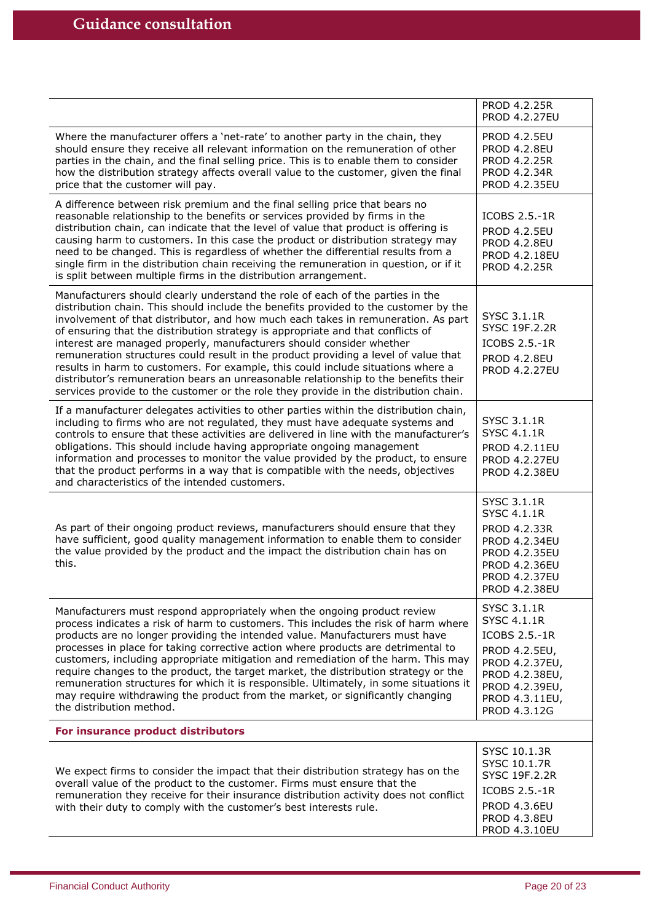| | |
|---|---|
| | PROD 4.2.25R<br>PROD 4.2.27EU |
| Where the manufacturer offers a 'net-rate' to another party in the chain, they should ensure they receive all relevant information on the remuneration of other parties in the chain, and the final selling price. This is to enable them to consider how the distribution strategy affects overall value to the customer, given the final price that the customer will pay. | PROD 4.2.5EU<br>PROD 4.2.8EU<br>PROD 4.2.25R<br>PROD 4.2.34R<br>PROD 4.2.35EU |
| A difference between risk premium and the final selling price that bears no reasonable relationship to the benefits or services provided by firms in the distribution chain, can indicate that the level of value that product is offering is causing harm to customers. In this case the product or distribution strategy may need to be changed. This is regardless of whether the differential results from a single firm in the distribution chain receiving the remuneration in question, or if it is split between multiple firms in the distribution arrangement. | ICOBS 2.5.-1R<br>PROD 4.2.5EU<br>PROD 4.2.8EU<br>PROD 4.2.18EU<br>PROD 4.2.25R |
| Manufacturers should clearly understand the role of each of the parties in the distribution chain. This should include the benefits provided to the customer by the involvement of that distributor, and how much each takes in remuneration. As part of ensuring that the distribution strategy is appropriate and that conflicts of interest are managed properly, manufacturers should consider whether remuneration structures could result in the product providing a level of value that results in harm to customers. For example, this could include situations where a distributor's remuneration bears an unreasonable relationship to the benefits their services provide to the customer or the role they provide in the distribution chain. | SYSC 3.1.1R<br>SYSC 19F.2.2R<br>ICOBS 2.5.-1R<br>PROD 4.2.8EU<br>PROD 4.2.27EU |
| If a manufacturer delegates activities to other parties within the distribution chain, including to firms who are not regulated, they must have adequate systems and controls to ensure that these activities are delivered in line with the manufacturer's obligations. This should include having appropriate ongoing management information and processes to monitor the value provided by the product, to ensure that the product performs in a way that is compatible with the needs, objectives and characteristics of the intended customers. | SYSC 3.1.1R<br>SYSC 4.1.1R<br>PROD 4.2.11EU<br>PROD 4.2.27EU<br>PROD 4.2.38EU |
| As part of their ongoing product reviews, manufacturers should ensure that they have sufficient, good quality management information to enable them to consider the value provided by the product and the impact the distribution chain has on this. | SYSC 3.1.1R<br>SYSC 4.1.1R<br>PROD 4.2.33R<br>PROD 4.2.34EU<br>PROD 4.2.35EU<br>PROD 4.2.36EU<br>PROD 4.2.37EU<br>PROD 4.2.38EU |
| Manufacturers must respond appropriately when the ongoing product review process indicates a risk of harm to customers. This includes the risk of harm where products are no longer providing the intended value. Manufacturers must have processes in place for taking corrective action where products are detrimental to customers, including appropriate mitigation and remediation of the harm. This may require changes to the product, the target market, the distribution strategy or the remuneration structures for which it is responsible. Ultimately, in some situations it may require withdrawing the product from the market, or significantly changing the distribution method. | SYSC 3.1.1R<br>SYSC 4.1.1R<br>ICOBS 2.5.-1R<br>PROD 4.2.5EU,<br>PROD 4.2.37EU,<br>PROD 4.2.38EU,<br>PROD 4.2.39EU,<br>PROD 4.3.11EU,<br>PROD 4.3.12G |
| **For insurance product distributors** | |
| We expect firms to consider the impact that their distribution strategy has on the overall value of the product to the customer. Firms must ensure that the remuneration they receive for their insurance distribution activity does not conflict with their duty to comply with the customer's best interests rule. | SYSC 10.1.3R<br>SYSC 10.1.7R<br>SYSC 19F.2.2R<br>ICOBS 2.5.-1R<br>PROD 4.3.6EU<br>PROD 4.3.8EU<br>PROD 4.3.10EU |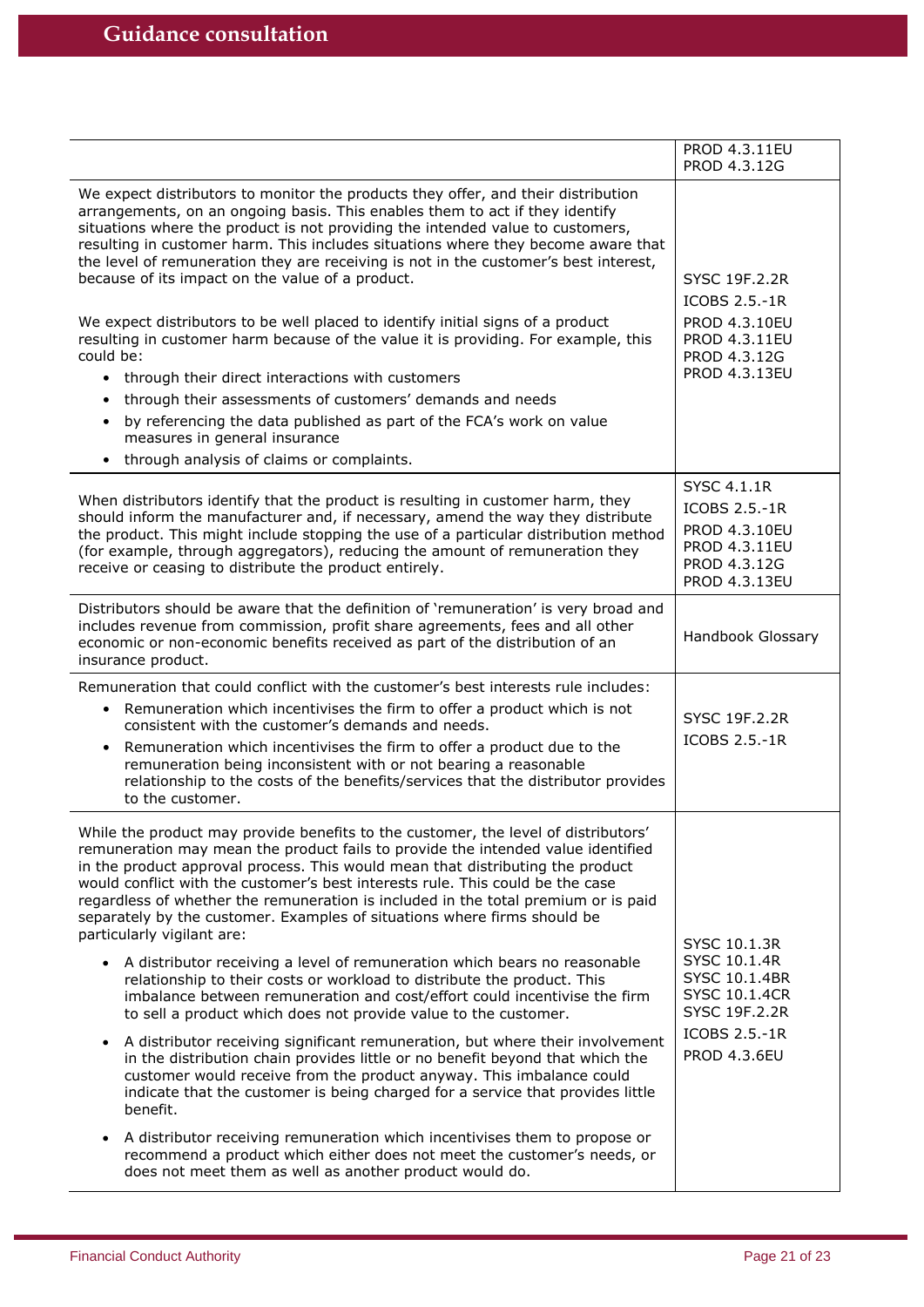| | |
|---|---|
| | PROD 4.3.11EU<br>PROD 4.3.12G |
| We expect distributors to monitor the products they offer, and their distribution arrangements, on an ongoing basis. This enables them to act if they identify situations where the product is not providing the intended value to customers, resulting in customer harm. This includes situations where they become aware that the level of remuneration they are receiving is not in the customer's best interest, because of its impact on the value of a product.<br><br>We expect distributors to be well placed to identify initial signs of a product resulting in customer harm because of the value it is providing. For example, this could be:<br>• through their direct interactions with customers<br>• through their assessments of customers' demands and needs<br>• by referencing the data published as part of the FCA's work on value measures in general insurance<br>• through analysis of claims or complaints. | SYSC 19F.2.2R<br>ICOBS 2.5.-1R<br>PROD 4.3.10EU<br>PROD 4.3.11EU<br>PROD 4.3.12G<br>PROD 4.3.13EU |
| When distributors identify that the product is resulting in customer harm, they should inform the manufacturer and, if necessary, amend the way they distribute the product. This might include stopping the use of a particular distribution method (for example, through aggregators), reducing the amount of remuneration they receive or ceasing to distribute the product entirely. | SYSC 4.1.1R<br>ICOBS 2.5.-1R<br>PROD 4.3.10EU<br>PROD 4.3.11EU<br>PROD 4.3.12G<br>PROD 4.3.13EU |
| Distributors should be aware that the definition of 'remuneration' is very broad and includes revenue from commission, profit share agreements, fees and all other economic or non-economic benefits received as part of the distribution of an insurance product. | Handbook Glossary |
| Remuneration that could conflict with the customer's best interests rule includes:<br>• Remuneration which incentivises the firm to offer a product which is not consistent with the customer's demands and needs.<br>• Remuneration which incentivises the firm to offer a product due to the remuneration being inconsistent with or not bearing a reasonable relationship to the costs of the benefits/services that the distributor provides to the customer. | SYSC 19F.2.2R<br>ICOBS 2.5.-1R |
| While the product may provide benefits to the customer, the level of distributors' remuneration may mean the product fails to provide the intended value identified in the product approval process. This would mean that distributing the product would conflict with the customer's best interests rule. This could be the case regardless of whether the remuneration is included in the total premium or is paid separately by the customer. Examples of situations where firms should be particularly vigilant are:<br>• A distributor receiving a level of remuneration which bears no reasonable relationship to their costs or workload to distribute the product. This imbalance between remuneration and cost/effort could incentivise the firm to sell a product which does not provide value to the customer.<br>• A distributor receiving significant remuneration, but where their involvement in the distribution chain provides little or no benefit beyond that which the customer would receive from the product anyway. This imbalance could indicate that the customer is being charged for a service that provides little benefit.<br>• A distributor receiving remuneration which incentivises them to propose or recommend a product which either does not meet the customer's needs, or does not meet them as well as another product would do. | SYSC 10.1.3R<br>SYSC 10.1.4R<br>SYSC 10.1.4BR<br>SYSC 10.1.4CR<br>SYSC 19F.2.2R<br>ICOBS 2.5.-1R<br>PROD 4.3.6EU |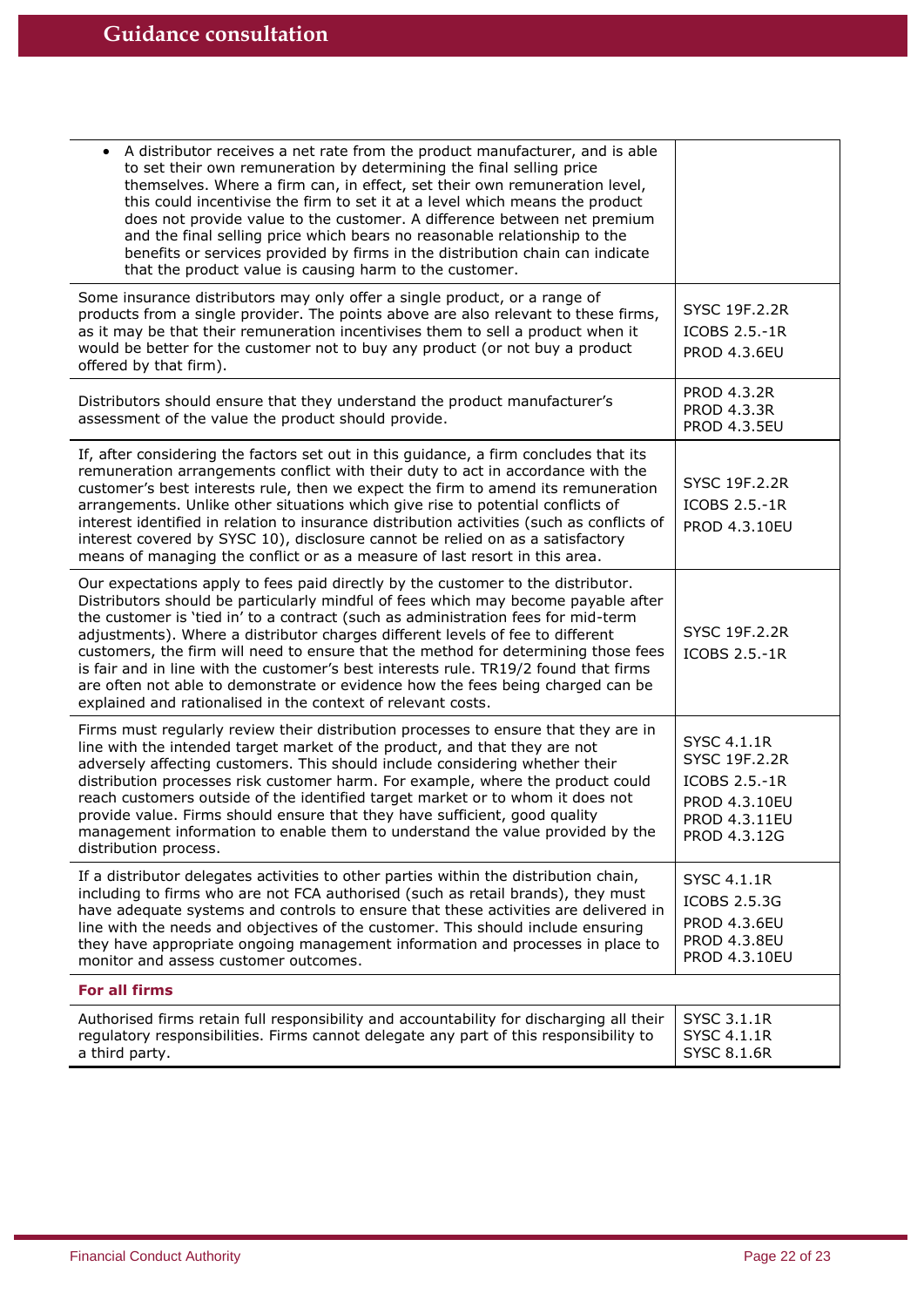| | |
|---|---|
| • A distributor receives a net rate from the product manufacturer, and is able to set their own remuneration by determining the final selling price themselves. Where a firm can, in effect, set their own remuneration level, this could incentivise the firm to set it at a level which means the product does not provide value to the customer. A difference between net premium and the final selling price which bears no reasonable relationship to the benefits or services provided by firms in the distribution chain can indicate that the product value is causing harm to the customer. | |
| Some insurance distributors may only offer a single product, or a range of products from a single provider. The points above are also relevant to these firms, as it may be that their remuneration incentivises them to sell a product when it would be better for the customer not to buy any product (or not buy a product offered by that firm). | SYSC 19F.2.2R<br>ICOBS 2.5.-1R<br>PROD 4.3.6EU |
| Distributors should ensure that they understand the product manufacturer's assessment of the value the product should provide. | PROD 4.3.2R<br>PROD 4.3.3R<br>PROD 4.3.5EU |
| If, after considering the factors set out in this guidance, a firm concludes that its remuneration arrangements conflict with their duty to act in accordance with the customer's best interests rule, then we expect the firm to amend its remuneration arrangements. Unlike other situations which give rise to potential conflicts of interest identified in relation to insurance distribution activities (such as conflicts of interest covered by SYSC 10), disclosure cannot be relied on as a satisfactory means of managing the conflict or as a measure of last resort in this area. | SYSC 19F.2.2R<br>ICOBS 2.5.-1R<br>PROD 4.3.10EU |
| Our expectations apply to fees paid directly by the customer to the distributor. Distributors should be particularly mindful of fees which may become payable after the customer is 'tied in' to a contract (such as administration fees for mid-term adjustments). Where a distributor charges different levels of fee to different customers, the firm will need to ensure that the method for determining those fees is fair and in line with the customer's best interests rule. TR19/2 found that firms are often not able to demonstrate or evidence how the fees being charged can be explained and rationalised in the context of relevant costs. | SYSC 19F.2.2R<br>ICOBS 2.5.-1R |
| Firms must regularly review their distribution processes to ensure that they are in line with the intended target market of the product, and that they are not adversely affecting customers. This should include considering whether their distribution processes risk customer harm. For example, where the product could reach customers outside of the identified target market or to whom it does not provide value. Firms should ensure that they have sufficient, good quality management information to enable them to understand the value provided by the distribution process. | SYSC 4.1.1R<br>SYSC 19F.2.2R<br>ICOBS 2.5.-1R<br>PROD 4.3.10EU<br>PROD 4.3.11EU<br>PROD 4.3.12G |
| If a distributor delegates activities to other parties within the distribution chain, including to firms who are not FCA authorised (such as retail brands), they must have adequate systems and controls to ensure that these activities are delivered in line with the needs and objectives of the customer. This should include ensuring they have appropriate ongoing management information and processes in place to monitor and assess customer outcomes. | SYSC 4.1.1R<br>ICOBS 2.5.3G<br>PROD 4.3.6EU<br>PROD 4.3.8EU<br>PROD 4.3.10EU |
| **For all firms** | |
| Authorised firms retain full responsibility and accountability for discharging all their regulatory responsibilities. Firms cannot delegate any part of this responsibility to a third party. | SYSC 3.1.1R<br>SYSC 4.1.1R<br>SYSC 8.1.6R |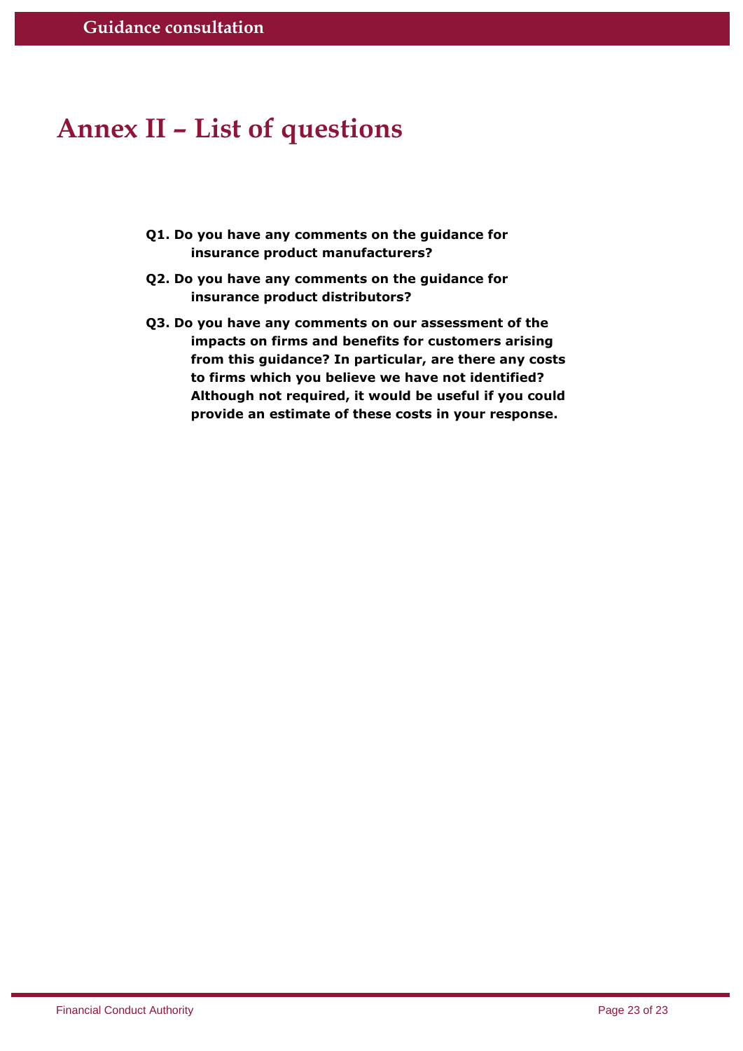# Annex II – List of questions

**Q1. Do you have any comments on the guidance for insurance product manufacturers?**

**Q2. Do you have any comments on the guidance for insurance product distributors?**

**Q3. Do you have any comments on our assessment of the impacts on firms and benefits for customers arising from this guidance? In particular, are there any costs to firms which you believe we have not identified? Although not required, it would be useful if you could provide an estimate of these costs in your response.**